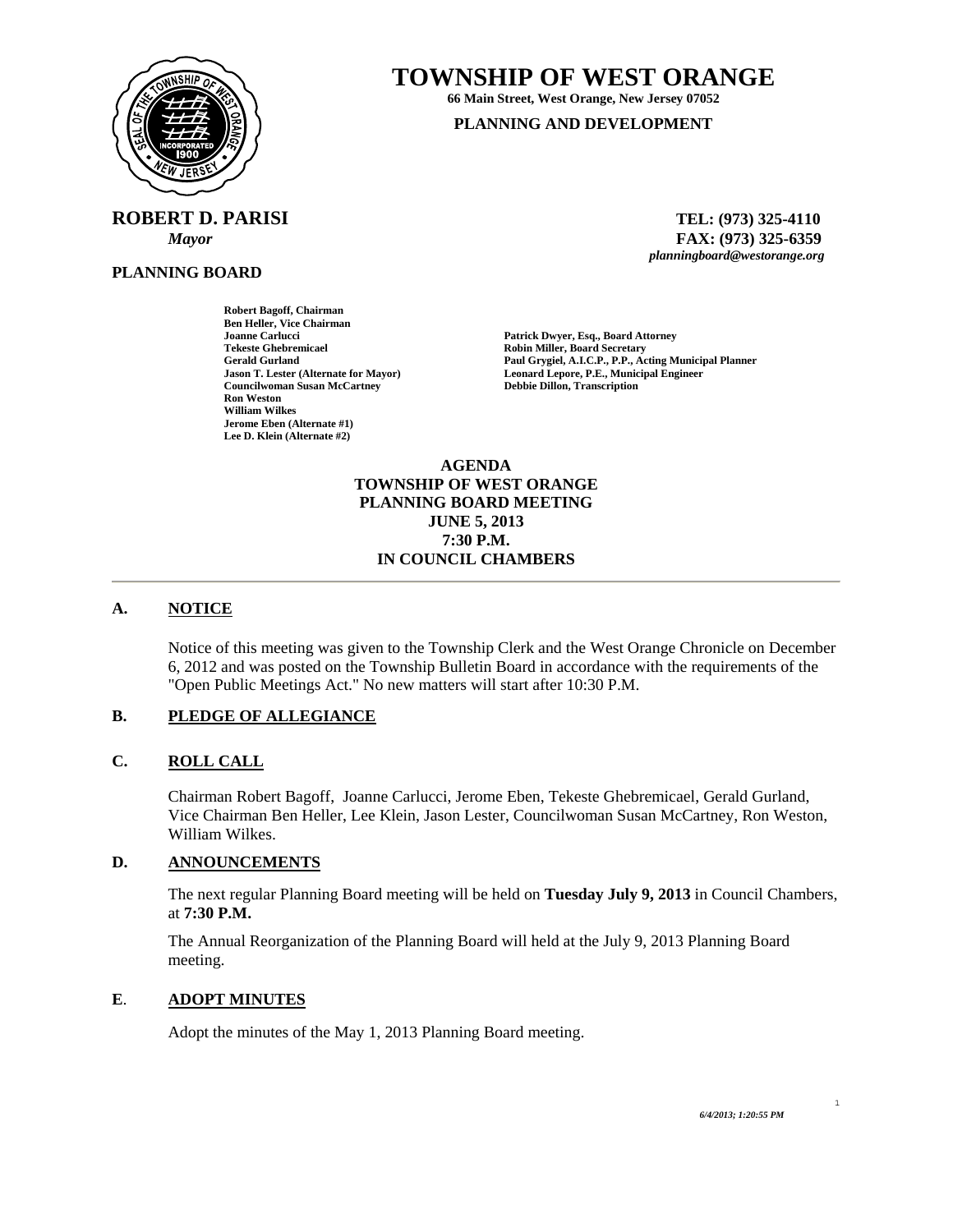# TOWNSHIP OF WEST ORANGE

**66 Main Street, West Orange, New Jersey 07052**

**PLANNING AND DEVELOPMENT**

**ROBERT D. PARISI**
*Mayor*

**TEL: (973) 325-4110**
**FAX: (973) 325-6359**
*planningboard@westorange.org*

**PLANNING BOARD**

**Robert Bagoff, Chairman**
**Ben Heller, Vice Chairman**
**Joanne Carlucci**
**Tekeste Ghebremicael**
**Gerald Gurland**
**Jason T. Lester (Alternate for Mayor)**
**Councilwoman Susan McCartney**
**Ron Weston**
**William Wilkes**
**Jerome Eben (Alternate #1)**
**Lee D. Klein (Alternate #2)**

**Patrick Dwyer, Esq., Board Attorney**
**Robin Miller, Board Secretary**
**Paul Grygiel, A.I.C.P., P.P., Acting Municipal Planner**
**Leonard Lepore, P.E., Municipal Engineer**
**Debbie Dillon, Transcription**

**AGENDA**
**TOWNSHIP OF WEST ORANGE**
**PLANNING BOARD MEETING**
**JUNE 5, 2013**
**7:30 P.M.**
**IN COUNCIL CHAMBERS**

---

## A. NOTICE

Notice of this meeting was given to the Township Clerk and the West Orange Chronicle on December 6, 2012 and was posted on the Township Bulletin Board in accordance with the requirements of the "Open Public Meetings Act." No new matters will start after 10:30 P.M.

## B. PLEDGE OF ALLEGIANCE

## C. ROLL CALL

Chairman Robert Bagoff, Joanne Carlucci, Jerome Eben, Tekeste Ghebremicael, Gerald Gurland, Vice Chairman Ben Heller, Lee Klein, Jason Lester, Councilwoman Susan McCartney, Ron Weston, William Wilkes.

## D. ANNOUNCEMENTS

The next regular Planning Board meeting will be held on **Tuesday July 9, 2013** in Council Chambers, at **7:30 P.M.**

The Annual Reorganization of the Planning Board will held at the July 9, 2013 Planning Board meeting.

## E. ADOPT MINUTES

Adopt the minutes of the May 1, 2013 Planning Board meeting.

*6/4/2013; 1:20:55 PM*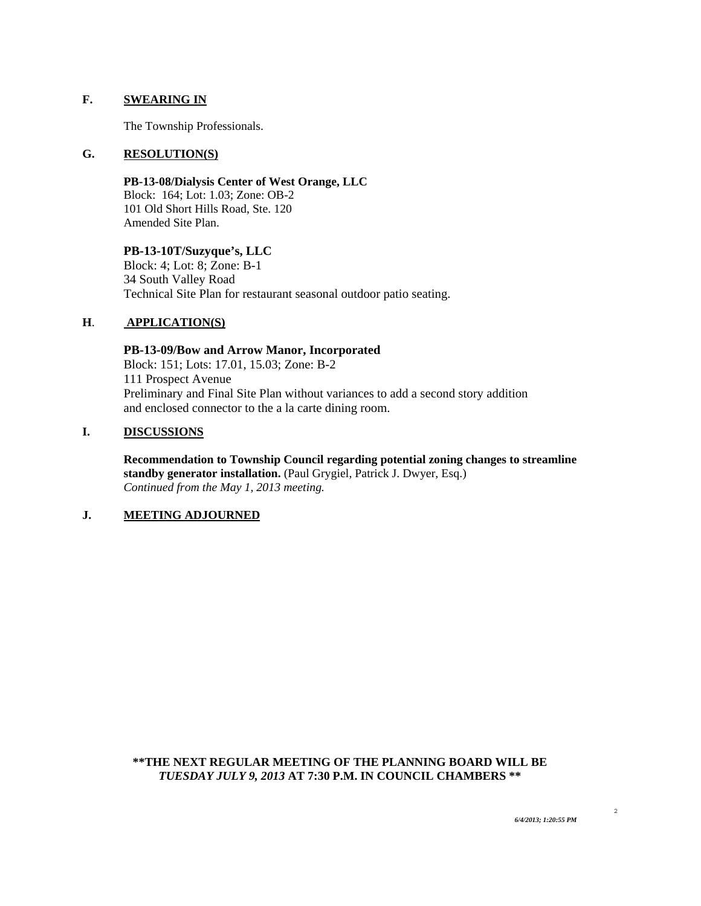## F. SWEARING IN

The Township Professionals.

## G. RESOLUTION(S)

**PB-13-08/Dialysis Center of West Orange, LLC**
Block: 164; Lot: 1.03; Zone: OB-2
101 Old Short Hills Road, Ste. 120
Amended Site Plan.

**PB-13-10T/Suzyque's, LLC**
Block: 4; Lot: 8; Zone: B-1
34 South Valley Road
Technical Site Plan for restaurant seasonal outdoor patio seating.

## H. APPLICATION(S)

**PB-13-09/Bow and Arrow Manor, Incorporated**
Block: 151; Lots: 17.01, 15.03; Zone: B-2
111 Prospect Avenue
Preliminary and Final Site Plan without variances to add a second story addition and enclosed connector to the a la carte dining room.

## I. DISCUSSIONS

**Recommendation to Township Council regarding potential zoning changes to streamline standby generator installation.** (Paul Grygiel, Patrick J. Dwyer, Esq.)
*Continued from the May 1, 2013 meeting.*

## J. MEETING ADJOURNED

**\*\*THE NEXT REGULAR MEETING OF THE PLANNING BOARD WILL BE *TUESDAY JULY 9, 2013* AT 7:30 P.M. IN COUNCIL CHAMBERS \*\***

*6/4/2013; 1:20:55 PM*